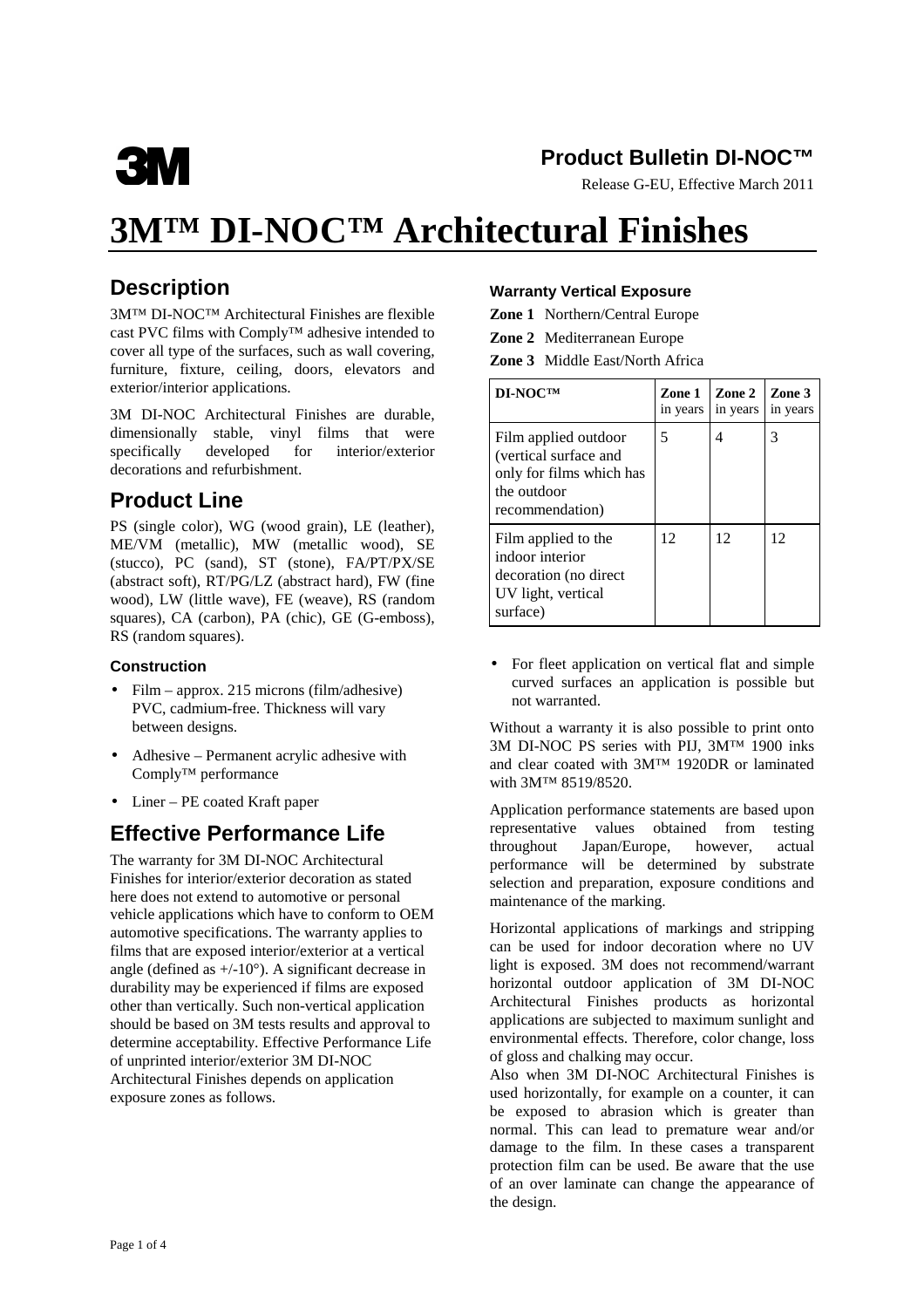**Product Bulletin DI-NOC™**

Release G-EU, Effective March 2011

# 3M™ DI-NOC™ Architectural Finishes

## Description

3M™ DI-NOC™ Architectural Finishes are flexible cast PVC films with Comply™ adhesive intended to cover all type of the surfaces, such as wall covering, furniture, fixture, ceiling, doors, elevators and exterior/interior applications.

3M DI-NOC Architectural Finishes are durable, dimensionally stable, vinyl films that were specifically developed for interior/exterior decorations and refurbishment.

## Product Line

PS (single color), WG (wood grain), LE (leather), ME/VM (metallic), MW (metallic wood), SE (stucco), PC (sand), ST (stone), FA/PT/PX/SE (abstract soft), RT/PG/LZ (abstract hard), FW (fine wood), LW (little wave), FE (weave), RS (random squares), CA (carbon), PA (chic), GE (G-emboss), RS (random squares).

### Construction

- Film – approx. 215 microns (film/adhesive) PVC, cadmium-free. Thickness will vary between designs.
- Adhesive – Permanent acrylic adhesive with Comply™ performance
- Liner – PE coated Kraft paper

## Effective Performance Life

The warranty for 3M DI-NOC Architectural Finishes for interior/exterior decoration as stated here does not extend to automotive or personal vehicle applications which have to conform to OEM automotive specifications. The warranty applies to films that are exposed interior/exterior at a vertical angle (defined as +/-10°). A significant decrease in durability may be experienced if films are exposed other than vertically. Such non-vertical application should be based on 3M tests results and approval to determine acceptability. Effective Performance Life of unprinted interior/exterior 3M DI-NOC Architectural Finishes depends on application exposure zones as follows.

### Warranty Vertical Exposure

**Zone 1** Northern/Central Europe

**Zone 2** Mediterranean Europe

**Zone 3** Middle East/North Africa

| DI-NOC™ | Zone 1 in years | Zone 2 in years | Zone 3 in years |
|---|---|---|---|
| Film applied outdoor (vertical surface and only for films which has the outdoor recommendation) | 5 | 4 | 3 |
| Film applied to the indoor interior decoration (no direct UV light, vertical surface) | 12 | 12 | 12 |

- For fleet application on vertical flat and simple curved surfaces an application is possible but not warranted.

Without a warranty it is also possible to print onto 3M DI-NOC PS series with PIJ, 3M™ 1900 inks and clear coated with 3M™ 1920DR or laminated with 3M™ 8519/8520.

Application performance statements are based upon representative values obtained from testing throughout Japan/Europe, however, actual performance will be determined by substrate selection and preparation, exposure conditions and maintenance of the marking.

Horizontal applications of markings and stripping can be used for indoor decoration where no UV light is exposed. 3M does not recommend/warrant horizontal outdoor application of 3M DI-NOC Architectural Finishes products as horizontal applications are subjected to maximum sunlight and environmental effects. Therefore, color change, loss of gloss and chalking may occur.

Also when 3M DI-NOC Architectural Finishes is used horizontally, for example on a counter, it can be exposed to abrasion which is greater than normal. This can lead to premature wear and/or damage to the film. In these cases a transparent protection film can be used. Be aware that the use of an over laminate can change the appearance of the design.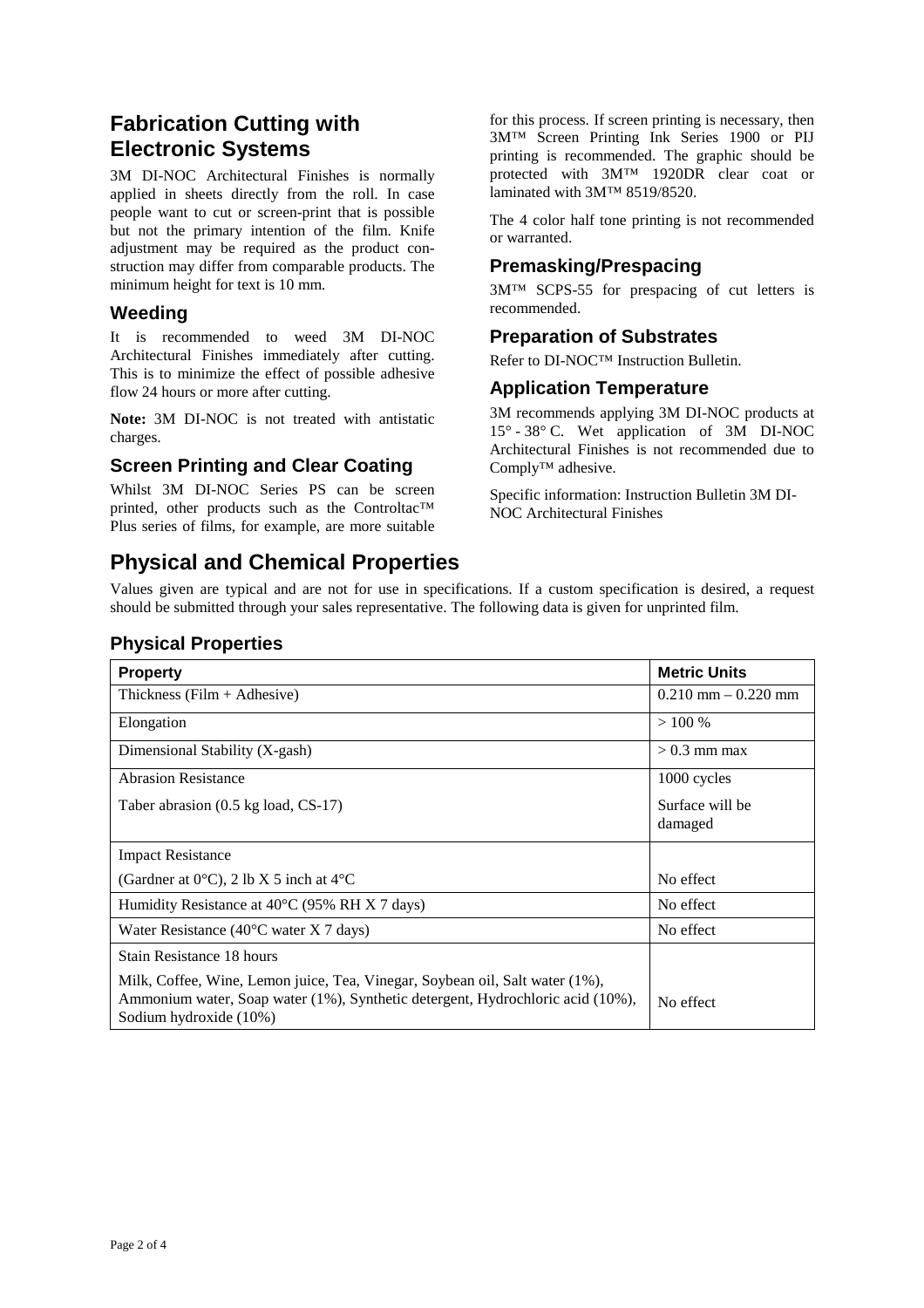## Fabrication Cutting with Electronic Systems

3M DI-NOC Architectural Finishes is normally applied in sheets directly from the roll. In case people want to cut or screen-print that is possible but not the primary intention of the film. Knife adjustment may be required as the product construction may differ from comparable products. The minimum height for text is 10 mm.

### Weeding

It is recommended to weed 3M DI-NOC Architectural Finishes immediately after cutting. This is to minimize the effect of possible adhesive flow 24 hours or more after cutting.

**Note:** 3M DI-NOC is not treated with antistatic charges.

### Screen Printing and Clear Coating

Whilst 3M DI-NOC Series PS can be screen printed, other products such as the Controltac™ Plus series of films, for example, are more suitable for this process. If screen printing is necessary, then 3M™ Screen Printing Ink Series 1900 or PIJ printing is recommended. The graphic should be protected with 3M™ 1920DR clear coat or laminated with 3M™ 8519/8520.

The 4 color half tone printing is not recommended or warranted.

### Premasking/Prespacing

3M™ SCPS-55 for prespacing of cut letters is recommended.

### Preparation of Substrates

Refer to DI-NOC™ Instruction Bulletin.

### Application Temperature

3M recommends applying 3M DI-NOC products at 15° - 38° C. Wet application of 3M DI-NOC Architectural Finishes is not recommended due to Comply™ adhesive.

Specific information: Instruction Bulletin 3M DI-NOC Architectural Finishes

## Physical and Chemical Properties

Values given are typical and are not for use in specifications. If a custom specification is desired, a request should be submitted through your sales representative. The following data is given for unprinted film.

### Physical Properties

| Property | Metric Units |
| --- | --- |
| Thickness (Film + Adhesive) | 0.210 mm – 0.220 mm |
| Elongation | > 100 % |
| Dimensional Stability (X-gash) | > 0.3 mm max |
| Abrasion Resistance<br>Taber abrasion (0.5 kg load, CS-17) | 1000 cycles<br>Surface will be damaged |
| Impact Resistance<br>(Gardner at 0°C), 2 lb X 5 inch at 4°C | No effect |
| Humidity Resistance at 40°C (95% RH X 7 days) | No effect |
| Water Resistance (40°C water X 7 days) | No effect |
| Stain Resistance 18 hours<br>Milk, Coffee, Wine, Lemon juice, Tea, Vinegar, Soybean oil, Salt water (1%), Ammonium water, Soap water (1%), Synthetic detergent, Hydrochloric acid (10%), Sodium hydroxide (10%) | No effect |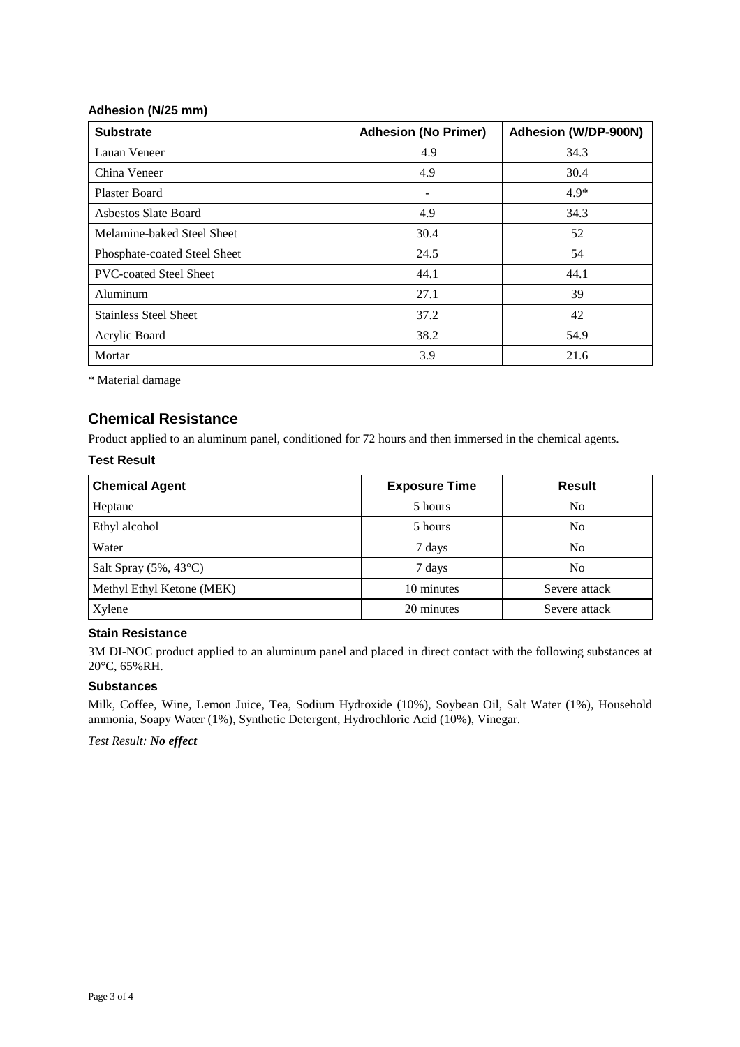### Adhesion (N/25 mm)

| Substrate | Adhesion (No Primer) | Adhesion (W/DP-900N) |
|---|---|---|
| Lauan Veneer | 4.9 | 34.3 |
| China Veneer | 4.9 | 30.4 |
| Plaster Board | - | 4.9* |
| Asbestos Slate Board | 4.9 | 34.3 |
| Melamine-baked Steel Sheet | 30.4 | 52 |
| Phosphate-coated Steel Sheet | 24.5 | 54 |
| PVC-coated Steel Sheet | 44.1 | 44.1 |
| Aluminum | 27.1 | 39 |
| Stainless Steel Sheet | 37.2 | 42 |
| Acrylic Board | 38.2 | 54.9 |
| Mortar | 3.9 | 21.6 |

* Material damage

## Chemical Resistance

Product applied to an aluminum panel, conditioned for 72 hours and then immersed in the chemical agents.

### Test Result

| Chemical Agent | Exposure Time | Result |
|---|---|---|
| Heptane | 5 hours | No |
| Ethyl alcohol | 5 hours | No |
| Water | 7 days | No |
| Salt Spray (5%, 43°C) | 7 days | No |
| Methyl Ethyl Ketone (MEK) | 10 minutes | Severe attack |
| Xylene | 20 minutes | Severe attack |

### Stain Resistance

3M DI-NOC product applied to an aluminum panel and placed in direct contact with the following substances at 20°C, 65%RH.

### Substances

Milk, Coffee, Wine, Lemon Juice, Tea, Sodium Hydroxide (10%), Soybean Oil, Salt Water (1%), Household ammonia, Soapy Water (1%), Synthetic Detergent, Hydrochloric Acid (10%), Vinegar.

*Test Result: **No effect***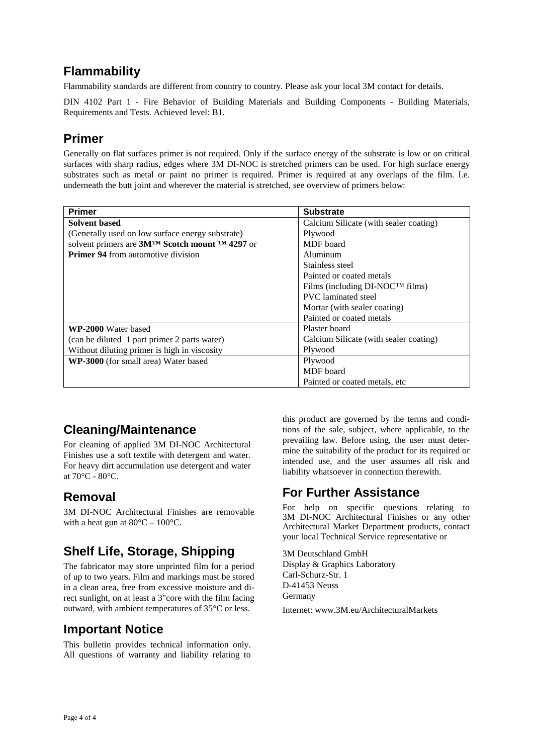## Flammability

Flammability standards are different from country to country. Please ask your local 3M contact for details.

DIN 4102 Part 1 - Fire Behavior of Building Materials and Building Components - Building Materials, Requirements and Tests. Achieved level: B1.

## Primer

Generally on flat surfaces primer is not required. Only if the surface energy of the substrate is low or on critical surfaces with sharp radius, edges where 3M DI-NOC is stretched primers can be used. For high surface energy substrates such as metal or paint no primer is required. Primer is required at any overlaps of the film. I.e. underneath the butt joint and wherever the material is stretched, see overview of primers below:

| Primer | Substrate |
|---|---|
| **Solvent based** | Calcium Silicate (with sealer coating) |
| (Generally used on low surface energy substrate) | Plywood |
| solvent primers are **3M™ Scotch mount ™ 4297** or | MDF board |
| **Primer 94** from automotive division | Aluminum |
| | Stainless steel |
| | Painted or coated metals |
| | Films (including DI-NOC™ films) |
| | PVC laminated steel |
| | Mortar (with sealer coating) |
| | Painted or coated metals |
| **WP-2000** Water based | Plaster board |
| (can be diluted 1 part primer 2 parts water) | Calcium Silicate (with sealer coating) |
| Without diluting primer is high in viscosity | Plywood |
| **WP-3000** (for small area) Water based | Plywood |
| | MDF board |
| | Painted or coated metals, etc |

## Cleaning/Maintenance

For cleaning of applied 3M DI-NOC Architectural Finishes use a soft textile with detergent and water. For heavy dirt accumulation use detergent and water at 70°C - 80°C.

## Removal

3M DI-NOC Architectural Finishes are removable with a heat gun at 80°C – 100°C.

## Shelf Life, Storage, Shipping

The fabricator may store unprinted film for a period of up to two years. Film and markings must be stored in a clean area, free from excessive moisture and direct sunlight, on at least a 3"core with the film facing outward, with ambient temperatures of 35°C or less.

## Important Notice

This bulletin provides technical information only. All questions of warranty and liability relating to this product are governed by the terms and conditions of the sale, subject, where applicable, to the prevailing law. Before using, the user must determine the suitability of the product for its required or intended use, and the user assumes all risk and liability whatsoever in connection therewith.

## For Further Assistance

For help on specific questions relating to 3M DI-NOC Architectural Finishes or any other Architectural Market Department products, contact your local Technical Service representative or

3M Deutschland GmbH
Display & Graphics Laboratory
Carl-Schurz-Str. 1
D-41453 Neuss
Germany

Internet: www.3M.eu/ArchitecturalMarkets